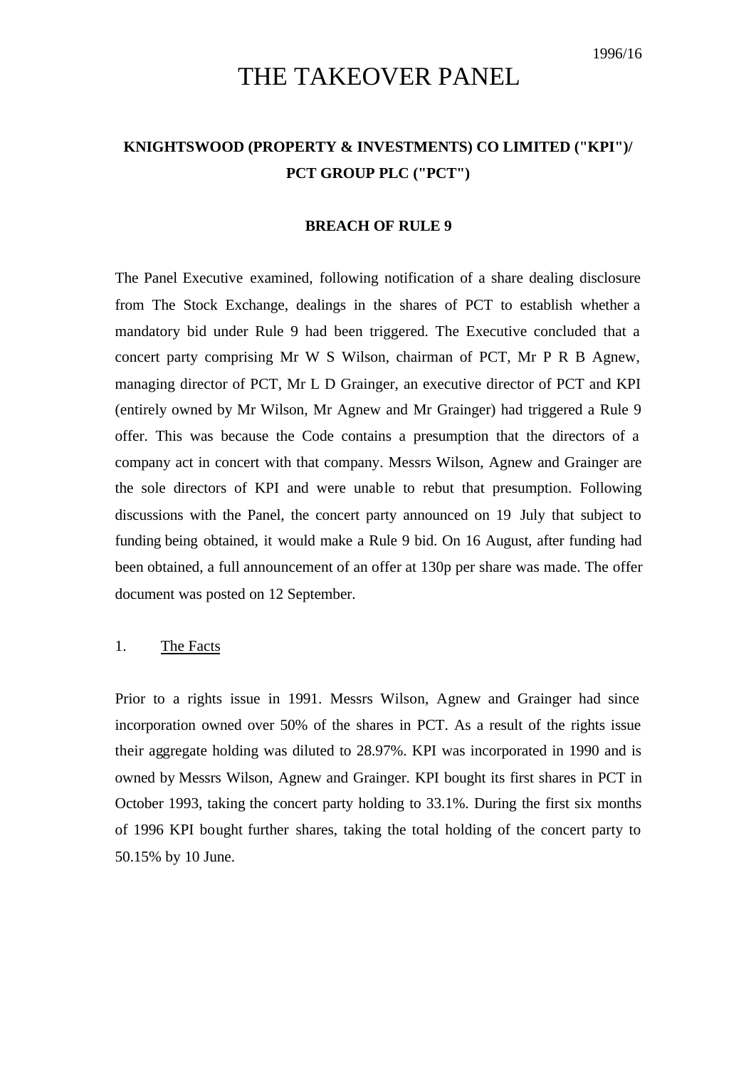1996/16

# THE TAKEOVER PANEL

## KNIGHTSWOOD (PROPERTY & INVESTMENTS) CO LIMITED ("KPI")/ PCT GROUP PLC ("PCT")

### BREACH OF RULE 9

The Panel Executive examined, following notification of a share dealing disclosure from The Stock Exchange, dealings in the shares of PCT to establish whether a mandatory bid under Rule 9 had been triggered. The Executive concluded that a concert party comprising Mr W S Wilson, chairman of PCT, Mr P R B Agnew, managing director of PCT, Mr L D Grainger, an executive director of PCT and KPI (entirely owned by Mr Wilson, Mr Agnew and Mr Grainger) had triggered a Rule 9 offer. This was because the Code contains a presumption that the directors of a company act in concert with that company. Messrs Wilson, Agnew and Grainger are the sole directors of KPI and were unable to rebut that presumption. Following discussions with the Panel, the concert party announced on 19 July that subject to funding being obtained, it would make a Rule 9 bid. On 16 August, after funding had been obtained, a full announcement of an offer at 130p per share was made. The offer document was posted on 12 September.

1. The Facts

Prior to a rights issue in 1991. Messrs Wilson, Agnew and Grainger had since incorporation owned over 50% of the shares in PCT. As a result of the rights issue their aggregate holding was diluted to 28.97%. KPI was incorporated in 1990 and is owned by Messrs Wilson, Agnew and Grainger. KPI bought its first shares in PCT in October 1993, taking the concert party holding to 33.1%. During the first six months of 1996 KPI bought further shares, taking the total holding of the concert party to 50.15% by 10 June.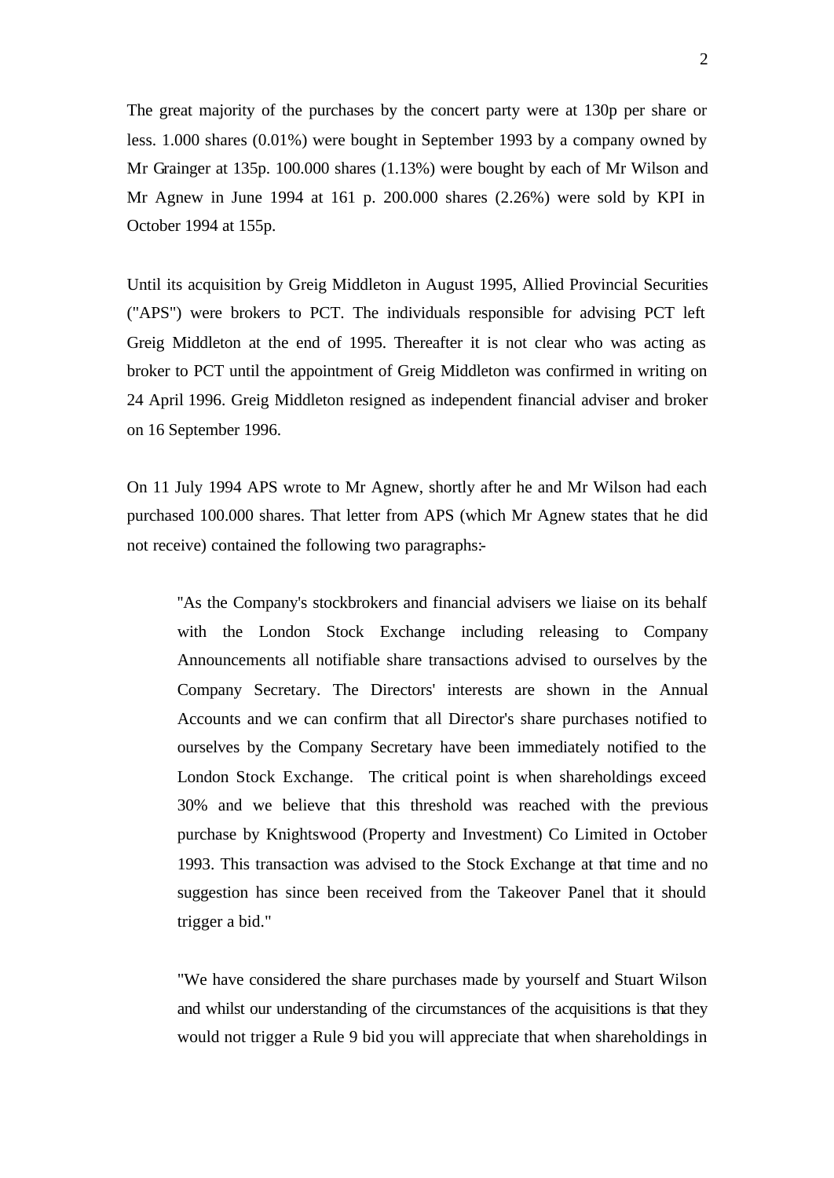The great majority of the purchases by the concert party were at 130p per share or less. 1.000 shares (0.01%) were bought in September 1993 by a company owned by Mr Grainger at 135p. 100.000 shares (1.13%) were bought by each of Mr Wilson and Mr Agnew in June 1994 at 161 p. 200.000 shares (2.26%) were sold by KPI in October 1994 at 155p.

Until its acquisition by Greig Middleton in August 1995, Allied Provincial Securities ("APS") were brokers to PCT. The individuals responsible for advising PCT left Greig Middleton at the end of 1995. Thereafter it is not clear who was acting as broker to PCT until the appointment of Greig Middleton was confirmed in writing on 24 April 1996. Greig Middleton resigned as independent financial adviser and broker on 16 September 1996.

On 11 July 1994 APS wrote to Mr Agnew, shortly after he and Mr Wilson had each purchased 100.000 shares. That letter from APS (which Mr Agnew states that he did not receive) contained the following two paragraphs:-

> "As the Company's stockbrokers and financial advisers we liaise on its behalf with the London Stock Exchange including releasing to Company Announcements all notifiable share transactions advised to ourselves by the Company Secretary. The Directors' interests are shown in the Annual Accounts and we can confirm that all Director's share purchases notified to ourselves by the Company Secretary have been immediately notified to the London Stock Exchange. The critical point is when shareholdings exceed 30% and we believe that this threshold was reached with the previous purchase by Knightswood (Property and Investment) Co Limited in October 1993. This transaction was advised to the Stock Exchange at that time and no suggestion has since been received from the Takeover Panel that it should trigger a bid."

> "We have considered the share purchases made by yourself and Stuart Wilson and whilst our understanding of the circumstances of the acquisitions is that they would not trigger a Rule 9 bid you will appreciate that when shareholdings in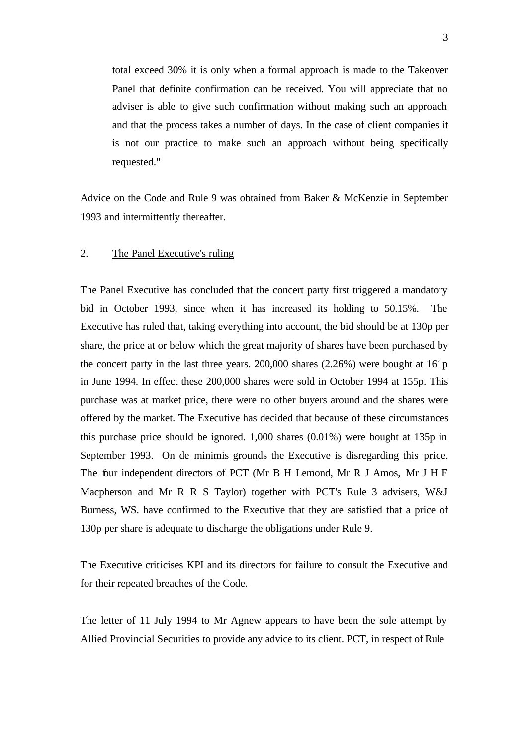> total exceed 30% it is only when a formal approach is made to the Takeover Panel that definite confirmation can be received. You will appreciate that no adviser is able to give such confirmation without making such an approach and that the process takes a number of days. In the case of client companies it is not our practice to make such an approach without being specifically requested."

Advice on the Code and Rule 9 was obtained from Baker & McKenzie in September 1993 and intermittently thereafter.

2. <u>The Panel Executive's ruling</u>

The Panel Executive has concluded that the concert party first triggered a mandatory bid in October 1993, since when it has increased its holding to 50.15%. The Executive has ruled that, taking everything into account, the bid should be at 130p per share, the price at or below which the great majority of shares have been purchased by the concert party in the last three years. 200,000 shares (2.26%) were bought at 161p in June 1994. In effect these 200,000 shares were sold in October 1994 at 155p. This purchase was at market price, there were no other buyers around and the shares were offered by the market. The Executive has decided that because of these circumstances this purchase price should be ignored. 1,000 shares (0.01%) were bought at 135p in September 1993. On de minimis grounds the Executive is disregarding this price. The four independent directors of PCT (Mr B H Lemond, Mr R J Amos, Mr J H F Macpherson and Mr R R S Taylor) together with PCT's Rule 3 advisers, W&J Burness, WS. have confirmed to the Executive that they are satisfied that a price of 130p per share is adequate to discharge the obligations under Rule 9.

The Executive criticises KPI and its directors for failure to consult the Executive and for their repeated breaches of the Code.

The letter of 11 July 1994 to Mr Agnew appears to have been the sole attempt by Allied Provincial Securities to provide any advice to its client. PCT, in respect of Rule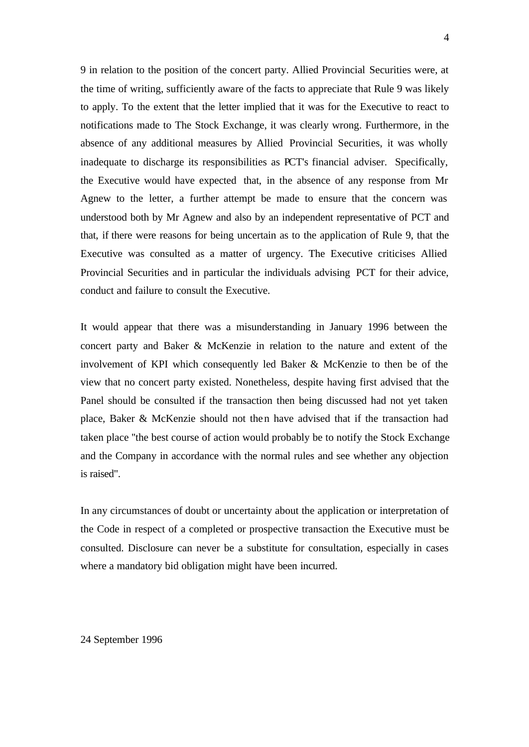9 in relation to the position of the concert party. Allied Provincial Securities were, at the time of writing, sufficiently aware of the facts to appreciate that Rule 9 was likely to apply. To the extent that the letter implied that it was for the Executive to react to notifications made to The Stock Exchange, it was clearly wrong. Furthermore, in the absence of any additional measures by Allied Provincial Securities, it was wholly inadequate to discharge its responsibilities as PCT's financial adviser. Specifically, the Executive would have expected that, in the absence of any response from Mr Agnew to the letter, a further attempt be made to ensure that the concern was understood both by Mr Agnew and also by an independent representative of PCT and that, if there were reasons for being uncertain as to the application of Rule 9, that the Executive was consulted as a matter of urgency. The Executive criticises Allied Provincial Securities and in particular the individuals advising PCT for their advice, conduct and failure to consult the Executive.

It would appear that there was a misunderstanding in January 1996 between the concert party and Baker & McKenzie in relation to the nature and extent of the involvement of KPI which consequently led Baker & McKenzie to then be of the view that no concert party existed. Nonetheless, despite having first advised that the Panel should be consulted if the transaction then being discussed had not yet taken place, Baker & McKenzie should not then have advised that if the transaction had taken place "the best course of action would probably be to notify the Stock Exchange and the Company in accordance with the normal rules and see whether any objection is raised".

In any circumstances of doubt or uncertainty about the application or interpretation of the Code in respect of a completed or prospective transaction the Executive must be consulted. Disclosure can never be a substitute for consultation, especially in cases where a mandatory bid obligation might have been incurred.

24 September 1996